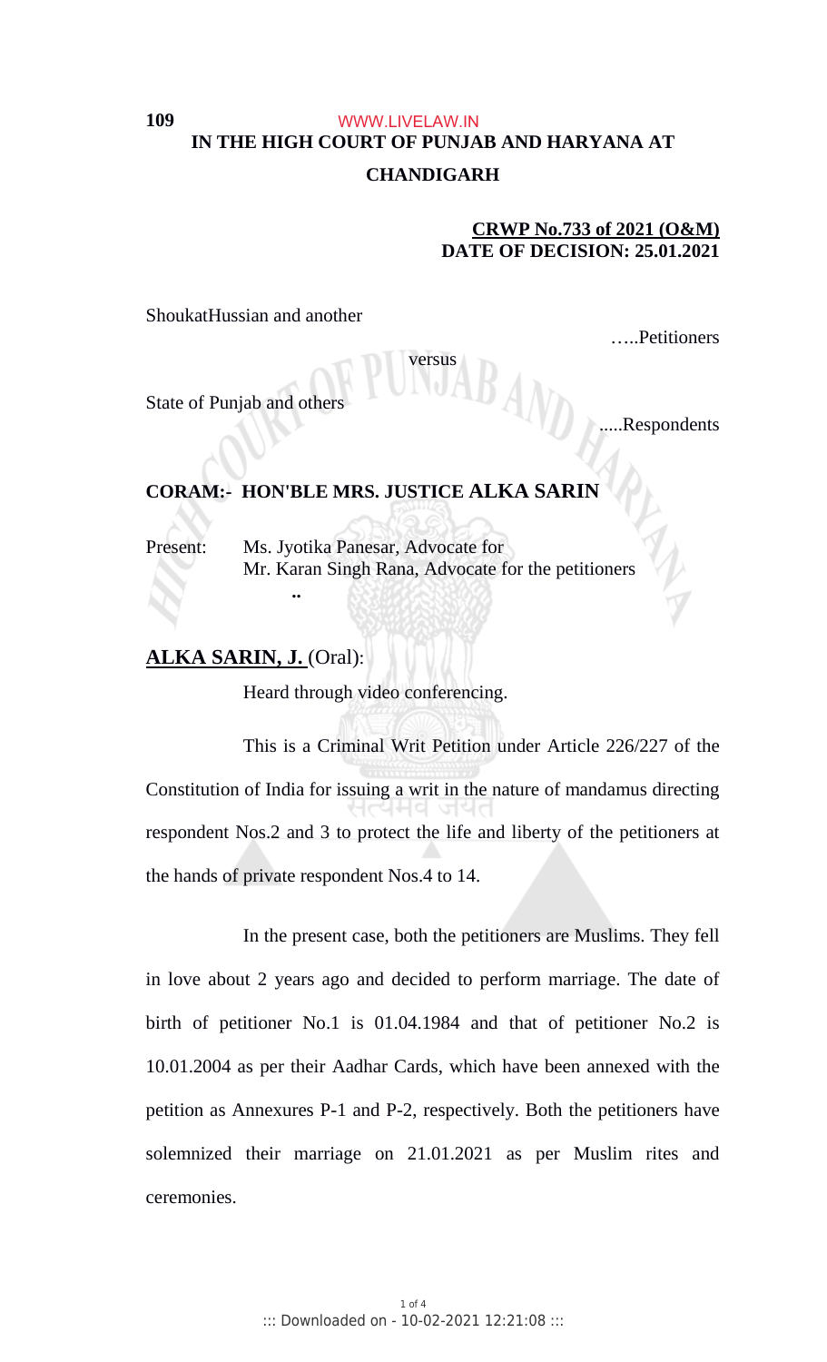**IN THE HIGH COURT OF PUNJAB AND HARYANA AT CHANDIGARH**

**CRWP No.733 of 2021 (O&M)**
**DATE OF DECISION: 25.01.2021**

ShoukatHussian and another

…..Petitioners

versus

State of Punjab and others

.....Respondents

**CORAM:- HON'BLE MRS. JUSTICE ALKA SARIN**

Present: Ms. Jyotika Panesar, Advocate for
Mr. Karan Singh Rana, Advocate for the petitioners

..

**ALKA SARIN, J.** (Oral):

Heard through video conferencing.

This is a Criminal Writ Petition under Article 226/227 of the Constitution of India for issuing a writ in the nature of mandamus directing respondent Nos.2 and 3 to protect the life and liberty of the petitioners at the hands of private respondent Nos.4 to 14.

In the present case, both the petitioners are Muslims. They fell in love about 2 years ago and decided to perform marriage. The date of birth of petitioner No.1 is 01.04.1984 and that of petitioner No.2 is 10.01.2004 as per their Aadhar Cards, which have been annexed with the petition as Annexures P-1 and P-2, respectively. Both the petitioners have solemnized their marriage on 21.01.2021 as per Muslim rites and ceremonies.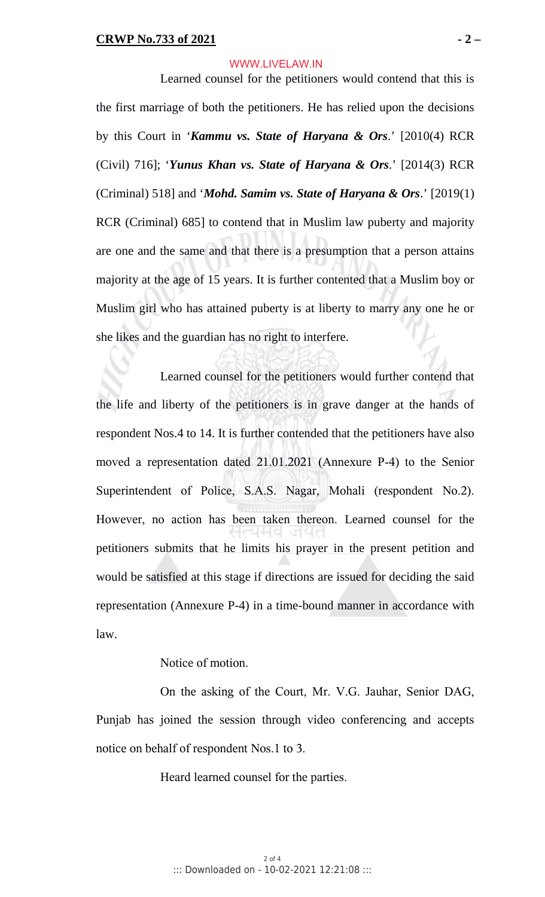Learned counsel for the petitioners would contend that this is the first marriage of both the petitioners. He has relied upon the decisions by this Court in '***Kammu vs. State of Haryana & Ors***.' [2010(4) RCR (Civil) 716]; '***Yunus Khan vs. State of Haryana & Ors***.' [2014(3) RCR (Criminal) 518] and '***Mohd. Samim vs. State of Haryana & Ors***.' [2019(1) RCR (Criminal) 685] to contend that in Muslim law puberty and majority are one and the same and that there is a presumption that a person attains majority at the age of 15 years. It is further contented that a Muslim boy or Muslim girl who has attained puberty is at liberty to marry any one he or she likes and the guardian has no right to interfere.

Learned counsel for the petitioners would further contend that the life and liberty of the petitioners is in grave danger at the hands of respondent Nos.4 to 14. It is further contended that the petitioners have also moved a representation dated 21.01.2021 (Annexure P-4) to the Senior Superintendent of Police, S.A.S. Nagar, Mohali (respondent No.2). However, no action has been taken thereon. Learned counsel for the petitioners submits that he limits his prayer in the present petition and would be satisfied at this stage if directions are issued for deciding the said representation (Annexure P-4) in a time-bound manner in accordance with law.

Notice of motion.

On the asking of the Court, Mr. V.G. Jauhar, Senior DAG, Punjab has joined the session through video conferencing and accepts notice on behalf of respondent Nos.1 to 3.

Heard learned counsel for the parties.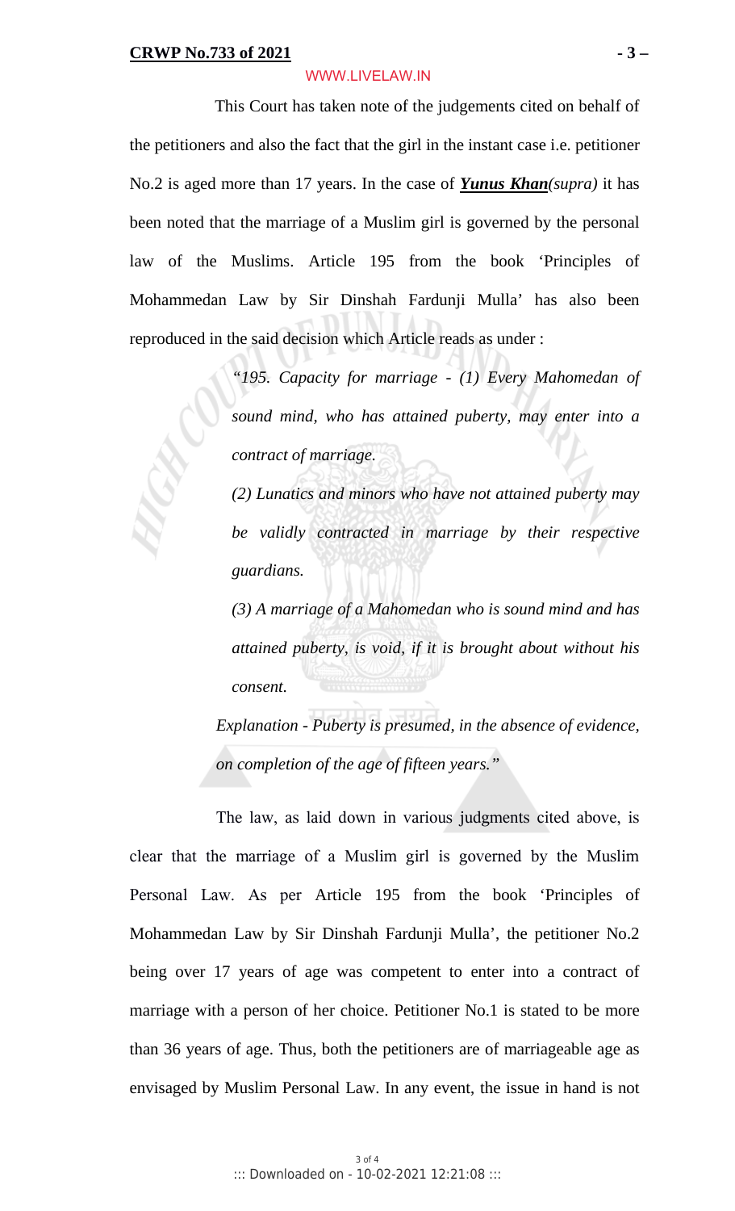This Court has taken note of the judgements cited on behalf of the petitioners and also the fact that the girl in the instant case i.e. petitioner No.2 is aged more than 17 years. In the case of ***Yunus Khan****(supra)* it has been noted that the marriage of a Muslim girl is governed by the personal law of the Muslims. Article 195 from the book 'Principles of Mohammedan Law by Sir Dinshah Fardunji Mulla' has also been reproduced in the said decision which Article reads as under :

> *"195. Capacity for marriage - (1) Every Mahomedan of sound mind, who has attained puberty, may enter into a contract of marriage.*
>
> *(2) Lunatics and minors who have not attained puberty may be validly contracted in marriage by their respective guardians.*
>
> *(3) A marriage of a Mahomedan who is sound mind and has attained puberty, is void, if it is brought about without his consent.*
>
> *Explanation - Puberty is presumed, in the absence of evidence, on completion of the age of fifteen years."*

The law, as laid down in various judgments cited above, is clear that the marriage of a Muslim girl is governed by the Muslim Personal Law. As per Article 195 from the book 'Principles of Mohammedan Law by Sir Dinshah Fardunji Mulla', the petitioner No.2 being over 17 years of age was competent to enter into a contract of marriage with a person of her choice. Petitioner No.1 is stated to be more than 36 years of age. Thus, both the petitioners are of marriageable age as envisaged by Muslim Personal Law. In any event, the issue in hand is not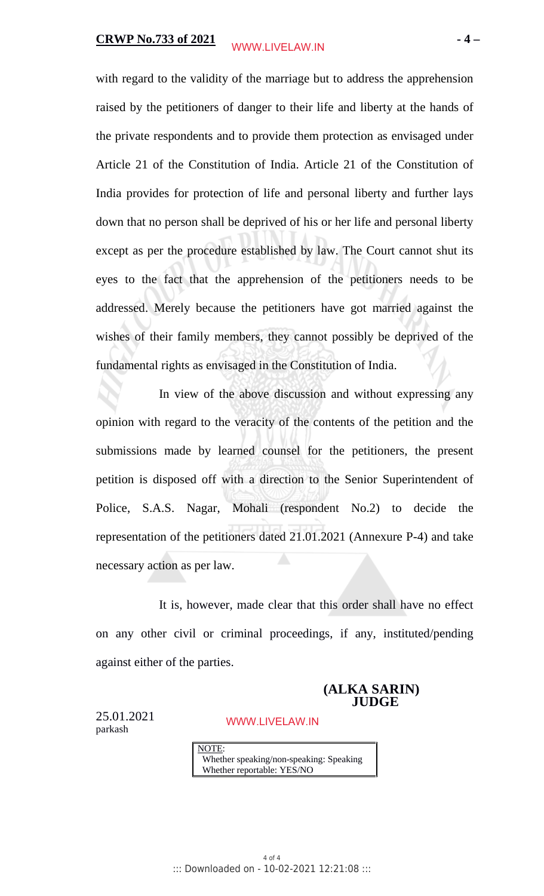with regard to the validity of the marriage but to address the apprehension raised by the petitioners of danger to their life and liberty at the hands of the private respondents and to provide them protection as envisaged under Article 21 of the Constitution of India. Article 21 of the Constitution of India provides for protection of life and personal liberty and further lays down that no person shall be deprived of his or her life and personal liberty except as per the procedure established by law. The Court cannot shut its eyes to the fact that the apprehension of the petitioners needs to be addressed. Merely because the petitioners have got married against the wishes of their family members, they cannot possibly be deprived of the fundamental rights as envisaged in the Constitution of India.

In view of the above discussion and without expressing any opinion with regard to the veracity of the contents of the petition and the submissions made by learned counsel for the petitioners, the present petition is disposed off with a direction to the Senior Superintendent of Police, S.A.S. Nagar, Mohali (respondent No.2) to decide the representation of the petitioners dated 21.01.2021 (Annexure P-4) and take necessary action as per law.

It is, however, made clear that this order shall have no effect on any other civil or criminal proceedings, if any, instituted/pending against either of the parties.

**(ALKA SARIN)**
**JUDGE**

25.01.2021
parkash

NOTE:
Whether speaking/non-speaking: Speaking
Whether reportable: YES/NO